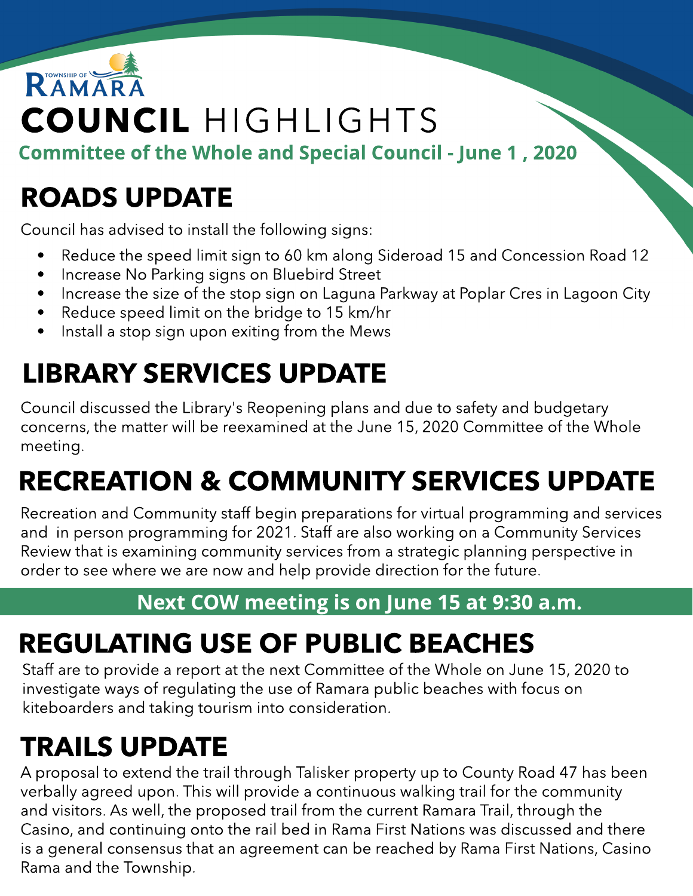TOWNSHIP OF RAMARA

# COUNCIL HIGHLIGHTS

**Committee of the Whole and Special Council - June 1 , 2020**

## ROADS UPDATE

Council has advised to install the following signs:

- Reduce the speed limit sign to 60 km along Sideroad 15 and Concession Road 12
- Increase No Parking signs on Bluebird Street
- Increase the size of the stop sign on Laguna Parkway at Poplar Cres in Lagoon City
- Reduce speed limit on the bridge to 15 km/hr
- Install a stop sign upon exiting from the Mews

## LIBRARY SERVICES UPDATE

Council discussed the Library's Reopening plans and due to safety and budgetary concerns, the matter will be reexamined at the June 15, 2020 Committee of the Whole meeting.

## RECREATION & COMMUNITY SERVICES UPDATE

Recreation and Community staff begin preparations for virtual programming and services and in person programming for 2021. Staff are also working on a Community Services Review that is examining community services from a strategic planning perspective in order to see where we are now and help provide direction for the future.

**Next COW meeting is on June 15 at 9:30 a.m.**

## REGULATING USE OF PUBLIC BEACHES

Staff are to provide a report at the next Committee of the Whole on June 15, 2020 to investigate ways of regulating the use of Ramara public beaches with focus on kiteboarders and taking tourism into consideration.

## TRAILS UPDATE

A proposal to extend the trail through Talisker property up to County Road 47 has been verbally agreed upon. This will provide a continuous walking trail for the community and visitors. As well, the proposed trail from the current Ramara Trail, through the Casino, and continuing onto the rail bed in Rama First Nations was discussed and there is a general consensus that an agreement can be reached by Rama First Nations, Casino Rama and the Township.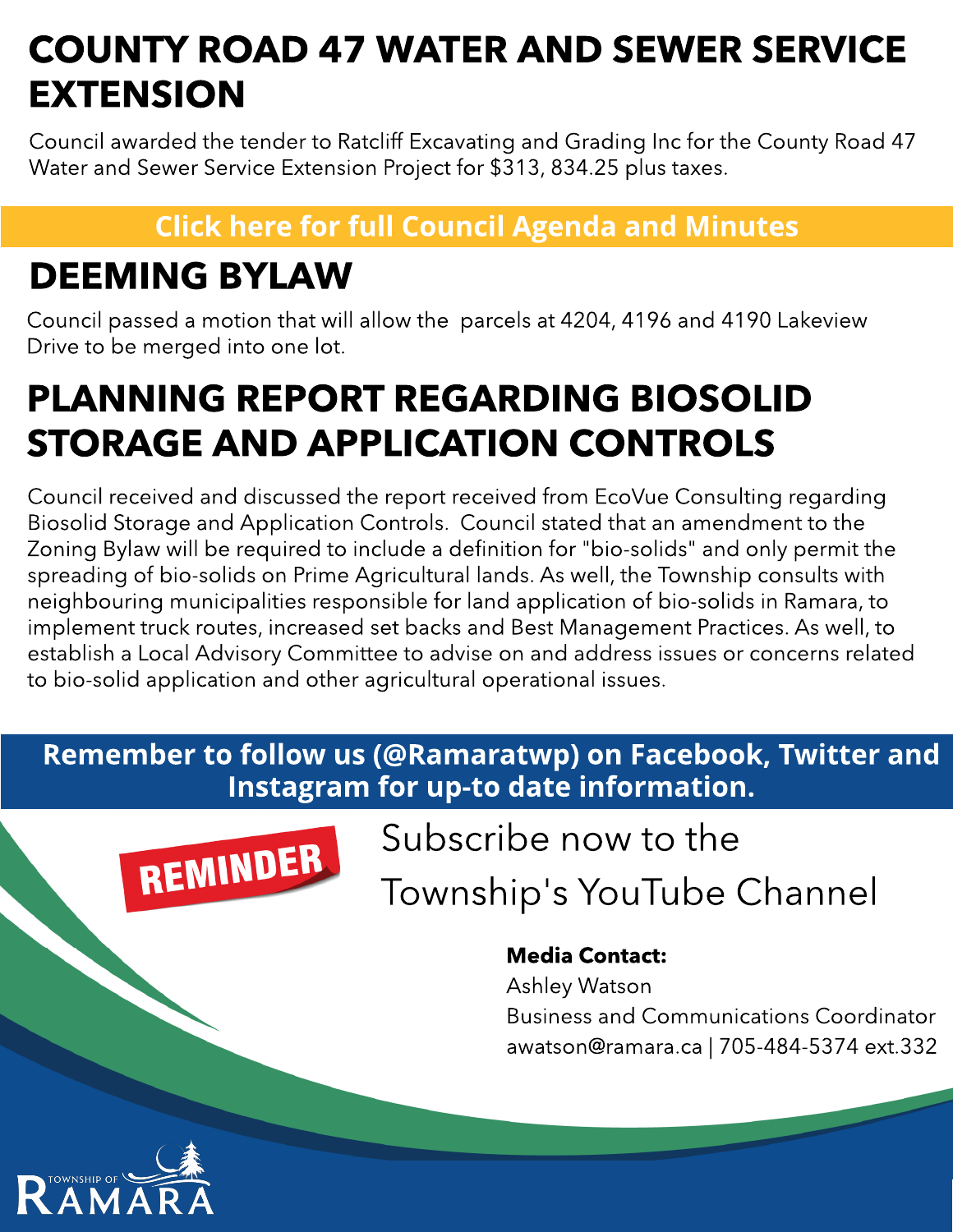# COUNTY ROAD 47 WATER AND SEWER SERVICE EXTENSION

Council awarded the tender to Ratcliff Excavating and Grading Inc for the County Road 47 Water and Sewer Service Extension Project for $313, 834.25 plus taxes.

**Click here for full Council Agenda and Minutes**

# DEEMING BYLAW

Council passed a motion that will allow the parcels at 4204, 4196 and 4190 Lakeview Drive to be merged into one lot.

# PLANNING REPORT REGARDING BIOSOLID STORAGE AND APPLICATION CONTROLS

Council received and discussed the report received from EcoVue Consulting regarding Biosolid Storage and Application Controls. Council stated that an amendment to the Zoning Bylaw will be required to include a definition for "bio-solids" and only permit the spreading of bio-solids on Prime Agricultural lands. As well, the Township consults with neighbouring municipalities responsible for land application of bio-solids in Ramara, to implement truck routes, increased set backs and Best Management Practices. As well, to establish a Local Advisory Committee to advise on and address issues or concerns related to bio-solid application and other agricultural operational issues.

**Remember to follow us (@Ramaratwp) on Facebook, Twitter and Instagram for up-to date information.**

REMINDER

Subscribe now to the Township's YouTube Channel

**Media Contact:**
Ashley Watson
Business and Communications Coordinator
awatson@ramara.ca | 705-484-5374 ext.332

TOWNSHIP OF RAMARA